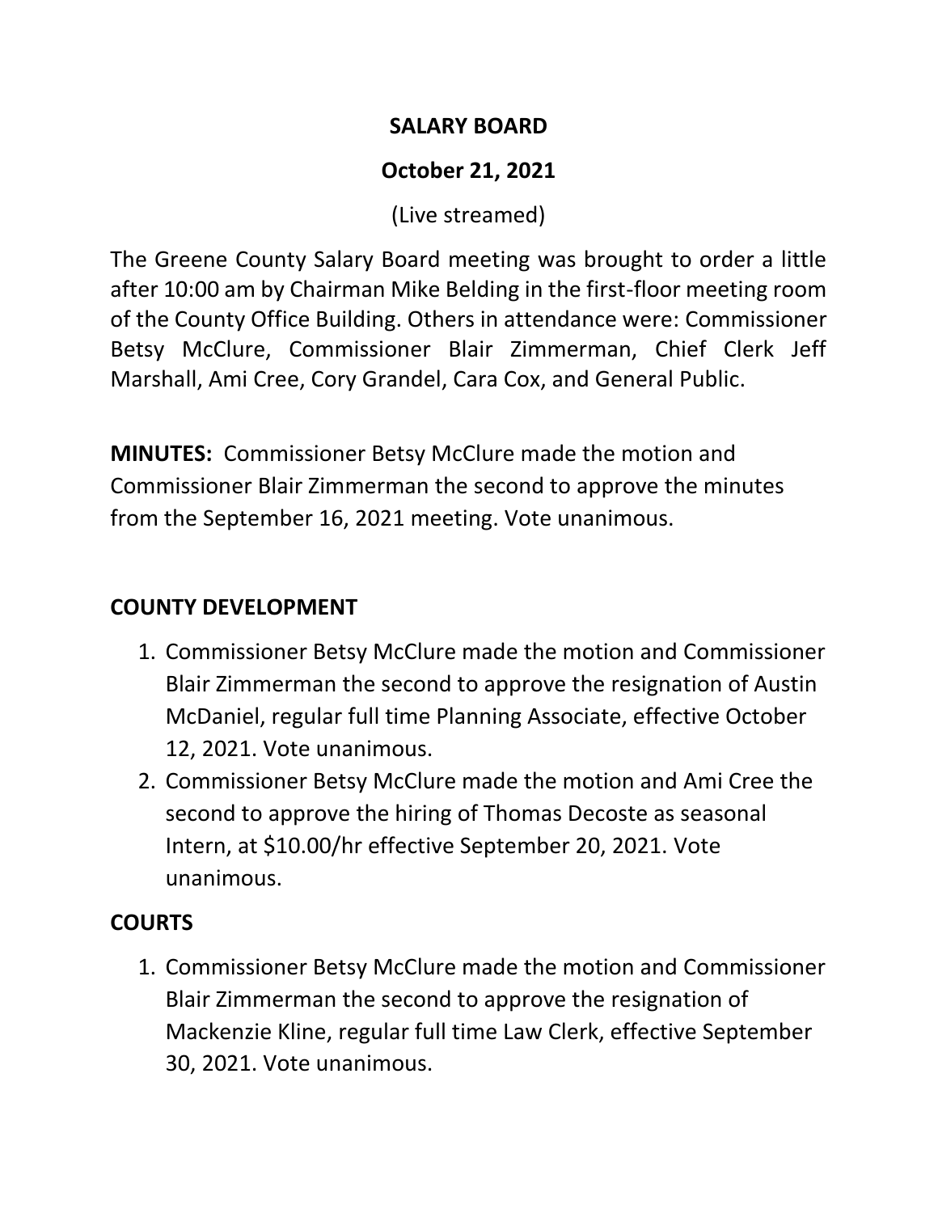# SALARY BOARD

## October 21, 2021

(Live streamed)

The Greene County Salary Board meeting was brought to order a little after 10:00 am by Chairman Mike Belding in the first-floor meeting room of the County Office Building. Others in attendance were: Commissioner Betsy McClure, Commissioner Blair Zimmerman, Chief Clerk Jeff Marshall, Ami Cree, Cory Grandel, Cara Cox, and General Public.

**MINUTES:** Commissioner Betsy McClure made the motion and Commissioner Blair Zimmerman the second to approve the minutes from the September 16, 2021 meeting. Vote unanimous.

**COUNTY DEVELOPMENT**

1. Commissioner Betsy McClure made the motion and Commissioner Blair Zimmerman the second to approve the resignation of Austin McDaniel, regular full time Planning Associate, effective October 12, 2021. Vote unanimous.
2. Commissioner Betsy McClure made the motion and Ami Cree the second to approve the hiring of Thomas Decoste as seasonal Intern, at $10.00/hr effective September 20, 2021. Vote unanimous.

**COURTS**

1. Commissioner Betsy McClure made the motion and Commissioner Blair Zimmerman the second to approve the resignation of Mackenzie Kline, regular full time Law Clerk, effective September 30, 2021. Vote unanimous.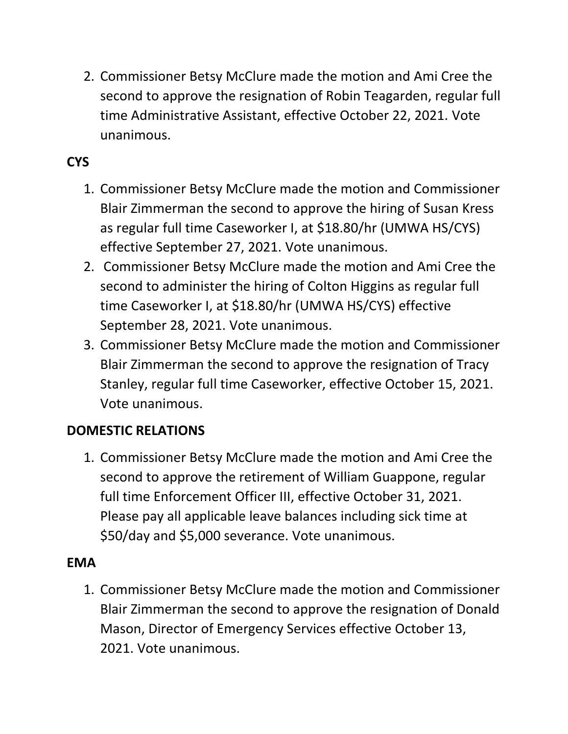2. Commissioner Betsy McClure made the motion and Ami Cree the second to approve the resignation of Robin Teagarden, regular full time Administrative Assistant, effective October 22, 2021. Vote unanimous.

**CYS**

1. Commissioner Betsy McClure made the motion and Commissioner Blair Zimmerman the second to approve the hiring of Susan Kress as regular full time Caseworker I, at $18.80/hr (UMWA HS/CYS) effective September 27, 2021. Vote unanimous.
2. Commissioner Betsy McClure made the motion and Ami Cree the second to administer the hiring of Colton Higgins as regular full time Caseworker I, at $18.80/hr (UMWA HS/CYS) effective September 28, 2021. Vote unanimous.
3. Commissioner Betsy McClure made the motion and Commissioner Blair Zimmerman the second to approve the resignation of Tracy Stanley, regular full time Caseworker, effective October 15, 2021. Vote unanimous.

**DOMESTIC RELATIONS**

1. Commissioner Betsy McClure made the motion and Ami Cree the second to approve the retirement of William Guappone, regular full time Enforcement Officer III, effective October 31, 2021. Please pay all applicable leave balances including sick time at $50/day and $5,000 severance. Vote unanimous.

**EMA**

1. Commissioner Betsy McClure made the motion and Commissioner Blair Zimmerman the second to approve the resignation of Donald Mason, Director of Emergency Services effective October 13, 2021. Vote unanimous.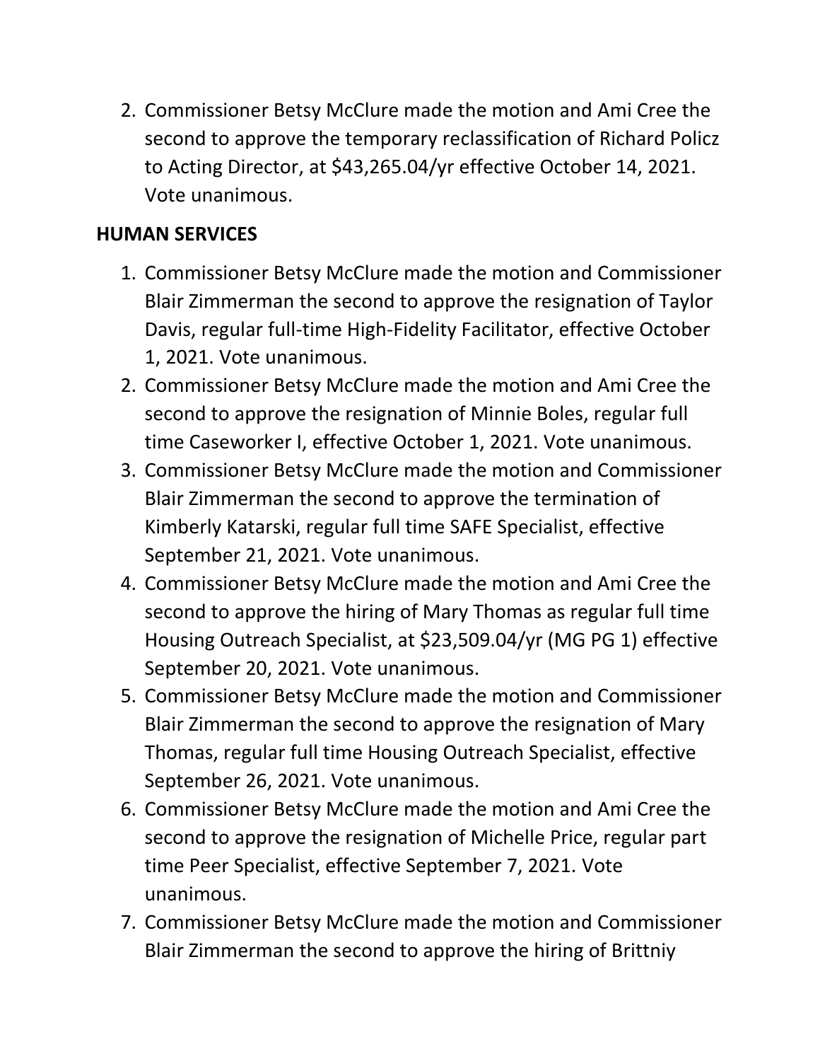2. Commissioner Betsy McClure made the motion and Ami Cree the second to approve the temporary reclassification of Richard Policz to Acting Director, at $43,265.04/yr effective October 14, 2021. Vote unanimous.

**HUMAN SERVICES**

1. Commissioner Betsy McClure made the motion and Commissioner Blair Zimmerman the second to approve the resignation of Taylor Davis, regular full-time High-Fidelity Facilitator, effective October 1, 2021. Vote unanimous.
2. Commissioner Betsy McClure made the motion and Ami Cree the second to approve the resignation of Minnie Boles, regular full time Caseworker I, effective October 1, 2021. Vote unanimous.
3. Commissioner Betsy McClure made the motion and Commissioner Blair Zimmerman the second to approve the termination of Kimberly Katarski, regular full time SAFE Specialist, effective September 21, 2021. Vote unanimous.
4. Commissioner Betsy McClure made the motion and Ami Cree the second to approve the hiring of Mary Thomas as regular full time Housing Outreach Specialist, at $23,509.04/yr (MG PG 1) effective September 20, 2021. Vote unanimous.
5. Commissioner Betsy McClure made the motion and Commissioner Blair Zimmerman the second to approve the resignation of Mary Thomas, regular full time Housing Outreach Specialist, effective September 26, 2021. Vote unanimous.
6. Commissioner Betsy McClure made the motion and Ami Cree the second to approve the resignation of Michelle Price, regular part time Peer Specialist, effective September 7, 2021. Vote unanimous.
7. Commissioner Betsy McClure made the motion and Commissioner Blair Zimmerman the second to approve the hiring of Brittniy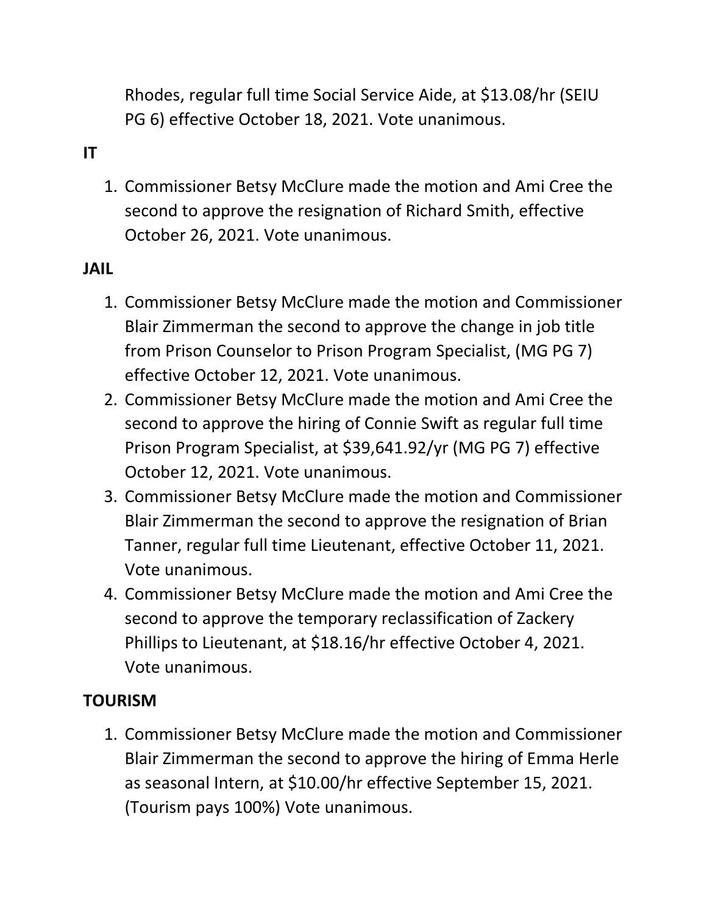Rhodes, regular full time Social Service Aide, at $13.08/hr (SEIU PG 6) effective October 18, 2021. Vote unanimous.

**IT**

1. Commissioner Betsy McClure made the motion and Ami Cree the second to approve the resignation of Richard Smith, effective October 26, 2021. Vote unanimous.

**JAIL**

1. Commissioner Betsy McClure made the motion and Commissioner Blair Zimmerman the second to approve the change in job title from Prison Counselor to Prison Program Specialist, (MG PG 7) effective October 12, 2021. Vote unanimous.
2. Commissioner Betsy McClure made the motion and Ami Cree the second to approve the hiring of Connie Swift as regular full time Prison Program Specialist, at $39,641.92/yr (MG PG 7) effective October 12, 2021. Vote unanimous.
3. Commissioner Betsy McClure made the motion and Commissioner Blair Zimmerman the second to approve the resignation of Brian Tanner, regular full time Lieutenant, effective October 11, 2021. Vote unanimous.
4. Commissioner Betsy McClure made the motion and Ami Cree the second to approve the temporary reclassification of Zackery Phillips to Lieutenant, at $18.16/hr effective October 4, 2021. Vote unanimous.

**TOURISM**

1. Commissioner Betsy McClure made the motion and Commissioner Blair Zimmerman the second to approve the hiring of Emma Herle as seasonal Intern, at $10.00/hr effective September 15, 2021. (Tourism pays 100%) Vote unanimous.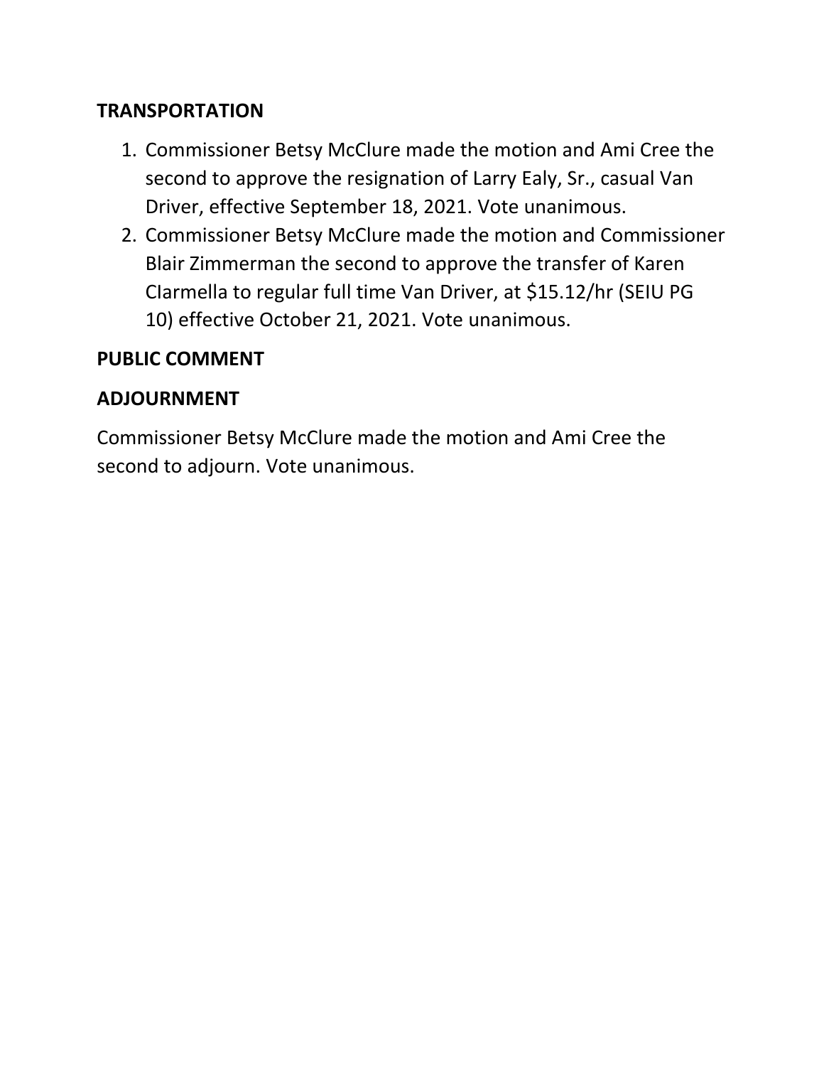**TRANSPORTATION**

1. Commissioner Betsy McClure made the motion and Ami Cree the second to approve the resignation of Larry Ealy, Sr., casual Van Driver, effective September 18, 2021. Vote unanimous.
2. Commissioner Betsy McClure made the motion and Commissioner Blair Zimmerman the second to approve the transfer of Karen CIarmella to regular full time Van Driver, at $15.12/hr (SEIU PG 10) effective October 21, 2021. Vote unanimous.

**PUBLIC COMMENT**

**ADJOURNMENT**

Commissioner Betsy McClure made the motion and Ami Cree the second to adjourn. Vote unanimous.